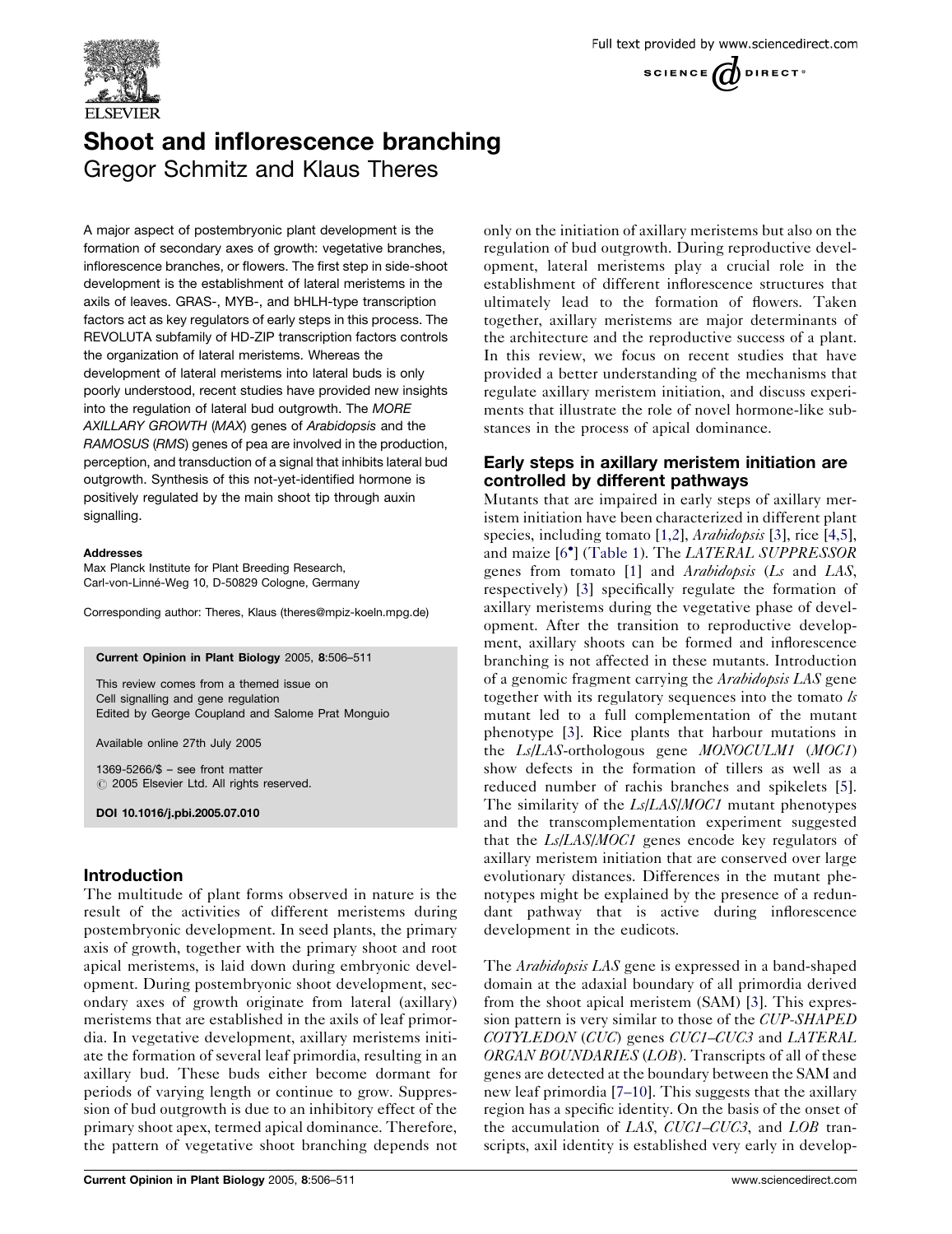# Shoot and inflorescence branching

Gregor Schmitz and Klaus Theres

A major aspect of postembryonic plant development is the formation of secondary axes of growth: vegetative branches, inflorescence branches, or flowers. The first step in side-shoot development is the establishment of lateral meristems in the axils of leaves. GRAS-, MYB-, and bHLH-type transcription factors act as key regulators of early steps in this process. The REVOLUTA subfamily of HD-ZIP transcription factors controls the organization of lateral meristems. Whereas the development of lateral meristems into lateral buds is only poorly understood, recent studies have provided new insights into the regulation of lateral bud outgrowth. The *MORE AXILLARY GROWTH* (*MAX*) genes of *Arabidopsis* and the *RAMOSUS* (*RMS*) genes of pea are involved in the production, perception, and transduction of a signal that inhibits lateral bud outgrowth. Synthesis of this not-yet-identified hormone is positively regulated by the main shoot tip through auxin signalling.

**Addresses**
Max Planck Institute for Plant Breeding Research, Carl-von-Linné-Weg 10, D-50829 Cologne, Germany

Corresponding author: Theres, Klaus (theres@mpiz-koeln.mpg.de)

**Current Opinion in Plant Biology** 2005, **8**:506–511

This review comes from a themed issue on Cell signalling and gene regulation
Edited by George Coupland and Salome Prat Monguio

Available online 27th July 2005

1369-5266/$ – see front matter
© 2005 Elsevier Ltd. All rights reserved.

**DOI** 10.1016/j.pbi.2005.07.010

## Introduction

The multitude of plant forms observed in nature is the result of the activities of different meristems during postembryonic development. In seed plants, the primary axis of growth, together with the primary shoot and root apical meristems, is laid down during embryonic development. During postembryonic shoot development, secondary axes of growth originate from lateral (axillary) meristems that are established in the axils of leaf primordia. In vegetative development, axillary meristems initiate the formation of several leaf primordia, resulting in an axillary bud. These buds either become dormant for periods of varying length or continue to grow. Suppression of bud outgrowth is due to an inhibitory effect of the primary shoot apex, termed apical dominance. Therefore, the pattern of vegetative shoot branching depends not only on the initiation of axillary meristems but also on the regulation of bud outgrowth. During reproductive development, lateral meristems play a crucial role in the establishment of different inflorescence structures that ultimately lead to the formation of flowers. Taken together, axillary meristems are major determinants of the architecture and the reproductive success of a plant. In this review, we focus on recent studies that have provided a better understanding of the mechanisms that regulate axillary meristem initiation, and discuss experiments that illustrate the role of novel hormone-like substances in the process of apical dominance.

## Early steps in axillary meristem initiation are controlled by different pathways

Mutants that are impaired in early steps of axillary meristem initiation have been characterized in different plant species, including tomato [1,2], *Arabidopsis* [3], rice [4,5], and maize [6•] (Table 1). The *LATERAL SUPPRESSOR* genes from tomato [1] and *Arabidopsis* (*Ls* and *LAS*, respectively) [3] specifically regulate the formation of axillary meristems during the vegetative phase of development. After the transition to reproductive development, axillary shoots can be formed and inflorescence branching is not affected in these mutants. Introduction of a genomic fragment carrying the *Arabidopsis LAS* gene together with its regulatory sequences into the tomato *ls* mutant led to a full complementation of the mutant phenotype [3]. Rice plants that harbour mutations in the *Ls/LAS*-orthologous gene *MONOCULM1* (*MOC1*) show defects in the formation of tillers as well as a reduced number of rachis branches and spikelets [5]. The similarity of the *Ls/LAS/MOC1* mutant phenotypes and the transcomplementation experiment suggested that the *Ls/LAS/MOC1* genes encode key regulators of axillary meristem initiation that are conserved over large evolutionary distances. Differences in the mutant phenotypes might be explained by the presence of a redundant pathway that is active during inflorescence development in the eudicots.

The *Arabidopsis LAS* gene is expressed in a band-shaped domain at the adaxial boundary of all primordia derived from the shoot apical meristem (SAM) [3]. This expression pattern is very similar to those of the *CUP-SHAPED COTYLEDON* (*CUC*) genes *CUC1–CUC3* and *LATERAL ORGAN BOUNDARIES* (*LOB*). Transcripts of all of these genes are detected at the boundary between the SAM and new leaf primordia [7–10]. This suggests that the axillary region has a specific identity. On the basis of the onset of the accumulation of *LAS*, *CUC1–CUC3*, and *LOB* transcripts, axil identity is established very early in develop-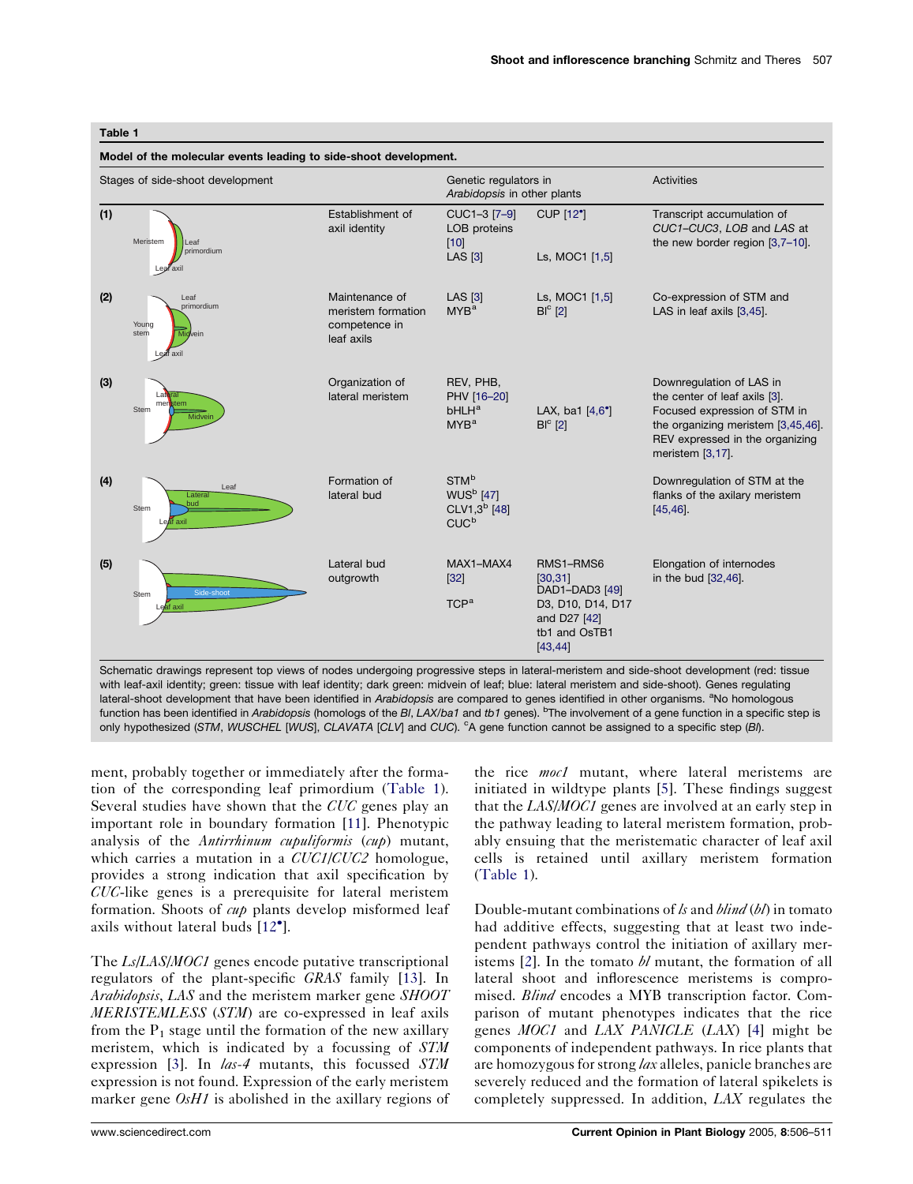**Table 1**

**Model of the molecular events leading to side-shoot development.**

| Stages of side-shoot development | | Genetic regulators in *Arabidopsis* | Genetic regulators in other plants | Activities |
|---|---|---|---|---|
| (1) | Establishment of axil identity | CUC1–3 [7–9] LOB proteins [10] LAS [3] | CUP [12•] Ls, MOC1 [1,5] | Transcript accumulation of *CUC1–CUC3*, *LOB* and *LAS* at the new border region [3,7–10]. |
| (2) | Maintenance of meristem formation competence in leaf axils | LAS [3] MYB[a] | Ls, MOC1 [1,5] Bl[c] [2] | Co-expression of STM and LAS in leaf axils [3,45]. |
| (3) | Organization of lateral meristem | REV, PHB, PHV [16–20] bHLH[a] MYB[a] | LAX, ba1 [4,6•] Bl[c] [2] | Downregulation of LAS in the center of leaf axils [3]. Focused expression of STM in the organizing meristem [3,45,46]. REV expressed in the organizing meristem [3,17]. |
| (4) | Formation of lateral bud | STM[b] WUS[b] [47] CLV1,3[b] [48] CUC[b] | | Downregulation of STM at the flanks of the axilary meristem [45,46]. |
| (5) | Lateral bud outgrowth | MAX1–MAX4 [32] TCP[a] | RMS1–RMS6 [30,31] DAD1–DAD3 [49] D3, D10, D14, D17 and D27 [42] tb1 and OsTB1 [43,44] | Elongation of internodes in the bud [32,46]. |

Schematic drawings represent top views of nodes undergoing progressive steps in lateral-meristem and side-shoot development (red: tissue with leaf-axil identity; green: tissue with leaf identity; dark green: midvein of leaf; blue: lateral meristem and side-shoot). Genes regulating lateral-shoot development that have been identified in *Arabidopsis* are compared to genes identified in other organisms. [a]No homologous function has been identified in *Arabidopsis* (homologs of the *Bl*, *LAX/ba1* and *tb1* genes). [b]The involvement of a gene function in a specific step is only hypothesized (*STM*, *WUSCHEL* [*WUS*], *CLAVATA* [*CLV*] and *CUC*). [c]A gene function cannot be assigned to a specific step (*Bl*).

ment, probably together or immediately after the formation of the corresponding leaf primordium (Table 1). Several studies have shown that the *CUC* genes play an important role in boundary formation [11]. Phenotypic analysis of the *Antirrhinum cupuliformis* (*cup*) mutant, which carries a mutation in a *CUC1/CUC2* homologue, provides a strong indication that axil specification by *CUC*-like genes is a prerequisite for lateral meristem formation. Shoots of *cup* plants develop misformed leaf axils without lateral buds [12•].

The *Ls/LAS/MOC1* genes encode putative transcriptional regulators of the plant-specific *GRAS* family [13]. In *Arabidopsis*, *LAS* and the meristem marker gene *SHOOT MERISTEMLESS* (*STM*) are co-expressed in leaf axils from the $P_1$ stage until the formation of the new axillary meristem, which is indicated by a focussing of *STM* expression [3]. In *las-4* mutants, this focussed *STM* expression is not found. Expression of the early meristem marker gene *OsH1* is abolished in the axillary regions of the rice *moc1* mutant, where lateral meristems are initiated in wildtype plants [5]. These findings suggest that the *LAS/MOC1* genes are involved at an early step in the pathway leading to lateral meristem formation, probably ensuing that the meristematic character of leaf axil cells is retained until axillary meristem formation (Table 1).

Double-mutant combinations of *ls* and *blind* (*bl*) in tomato had additive effects, suggesting that at least two independent pathways control the initiation of axillary meristems [2]. In the tomato *bl* mutant, the formation of all lateral shoot and inflorescence meristems is compromised. *Blind* encodes a MYB transcription factor. Comparison of mutant phenotypes indicates that the rice genes *MOC1* and *LAX PANICLE* (*LAX*) [4] might be components of independent pathways. In rice plants that are homozygous for strong *lax* alleles, panicle branches are severely reduced and the formation of lateral spikelets is completely suppressed. In addition, *LAX* regulates the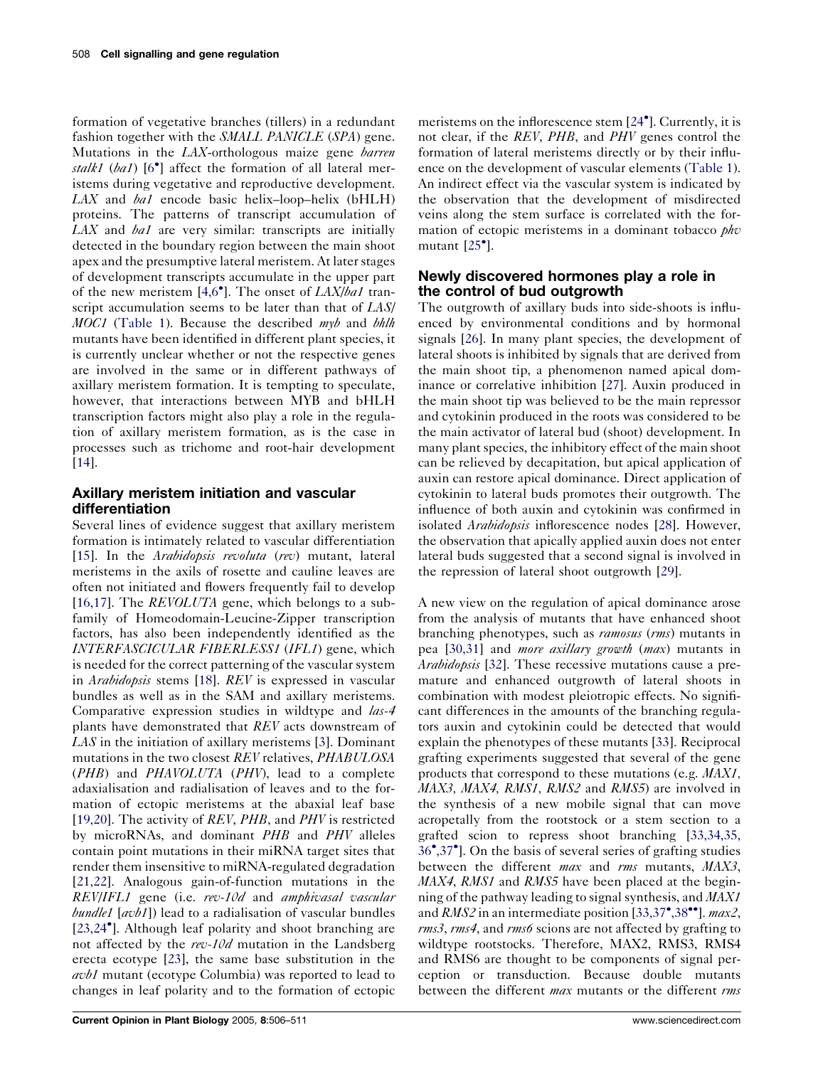formation of vegetative branches (tillers) in a redundant fashion together with the *SMALL PANICLE* (*SPA*) gene. Mutations in the *LAX*-orthologous maize gene *barren stalk1* (*ba1*) [6•] affect the formation of all lateral meristems during vegetative and reproductive development. *LAX* and *ba1* encode basic helix–loop–helix (bHLH) proteins. The patterns of transcript accumulation of *LAX* and *ba1* are very similar: transcripts are initially detected in the boundary region between the main shoot apex and the presumptive lateral meristem. At later stages of development transcripts accumulate in the upper part of the new meristem [4,6•]. The onset of *LAX/ba1* transcript accumulation seems to be later than that of *LAS/MOC1* (Table 1). Because the described *myb* and *bhlh* mutants have been identified in different plant species, it is currently unclear whether or not the respective genes are involved in the same or in different pathways of axillary meristem formation. It is tempting to speculate, however, that interactions between MYB and bHLH transcription factors might also play a role in the regulation of axillary meristem formation, as is the case in processes such as trichome and root-hair development [14].

## Axillary meristem initiation and vascular differentiation

Several lines of evidence suggest that axillary meristem formation is intimately related to vascular differentiation [15]. In the *Arabidopsis revoluta* (*rev*) mutant, lateral meristems in the axils of rosette and cauline leaves are often not initiated and flowers frequently fail to develop [16,17]. The *REVOLUTA* gene, which belongs to a subfamily of Homeodomain-Leucine-Zipper transcription factors, has also been independently identified as the *INTERFASCICULAR FIBERLESS1* (*IFL1*) gene, which is needed for the correct patterning of the vascular system in *Arabidopsis* stems [18]. *REV* is expressed in vascular bundles as well as in the SAM and axillary meristems. Comparative expression studies in wildtype and *las-4* plants have demonstrated that *REV* acts downstream of *LAS* in the initiation of axillary meristems [3]. Dominant mutations in the two closest *REV* relatives, *PHABULOSA* (*PHB*) and *PHAVOLUTA* (*PHV*), lead to a complete adaxialisation and radialisation of leaves and to the formation of ectopic meristems at the abaxial leaf base [19,20]. The activity of *REV*, *PHB*, and *PHV* is restricted by microRNAs, and dominant *PHB* and *PHV* alleles contain point mutations in their miRNA target sites that render them insensitive to miRNA-regulated degradation [21,22]. Analogous gain-of-function mutations in the *REV/IFL1* gene (i.e. *rev-10d* and *amphivasal vascular bundle1* [*avb1*]) lead to a radialisation of vascular bundles [23,24•]. Although leaf polarity and shoot branching are not affected by the *rev-10d* mutation in the Landsberg erecta ecotype [23], the same base substitution in the *avb1* mutant (ecotype Columbia) was reported to lead to changes in leaf polarity and to the formation of ectopic meristems on the inflorescence stem [24•]. Currently, it is not clear, if the *REV*, *PHB*, and *PHV* genes control the formation of lateral meristems directly or by their influence on the development of vascular elements (Table 1). An indirect effect via the vascular system is indicated by the observation that the development of misdirected veins along the stem surface is correlated with the formation of ectopic meristems in a dominant tobacco *phv* mutant [25•].

## Newly discovered hormones play a role in the control of bud outgrowth

The outgrowth of axillary buds into side-shoots is influenced by environmental conditions and by hormonal signals [26]. In many plant species, the development of lateral shoots is inhibited by signals that are derived from the main shoot tip, a phenomenon named apical dominance or correlative inhibition [27]. Auxin produced in the main shoot tip was believed to be the main repressor and cytokinin produced in the roots was considered to be the main activator of lateral bud (shoot) development. In many plant species, the inhibitory effect of the main shoot can be relieved by decapitation, but apical application of auxin can restore apical dominance. Direct application of cytokinin to lateral buds promotes their outgrowth. The influence of both auxin and cytokinin was confirmed in isolated *Arabidopsis* inflorescence nodes [28]. However, the observation that apically applied auxin does not enter lateral buds suggested that a second signal is involved in the repression of lateral shoot outgrowth [29].

A new view on the regulation of apical dominance arose from the analysis of mutants that have enhanced shoot branching phenotypes, such as *ramosus* (*rms*) mutants in pea [30,31] and *more axillary growth* (*max*) mutants in *Arabidopsis* [32]. These recessive mutations cause a premature and enhanced outgrowth of lateral shoots in combination with modest pleiotropic effects. No significant differences in the amounts of the branching regulators auxin and cytokinin could be detected that would explain the phenotypes of these mutants [33]. Reciprocal grafting experiments suggested that several of the gene products that correspond to these mutations (e.g. *MAX1*, *MAX3*, *MAX4*, *RMS1*, *RMS2* and *RMS5*) are involved in the synthesis of a new mobile signal that can move acropetally from the rootstock or a stem section to a grafted scion to repress shoot branching [33,34,35,36•,37•]. On the basis of several series of grafting studies between the different *max* and *rms* mutants, *MAX3*, *MAX4*, *RMS1* and *RMS5* have been placed at the beginning of the pathway leading to signal synthesis, and *MAX1* and *RMS2* in an intermediate position [33,37•,38••]. *max2*, *rms3*, *rms4*, and *rms6* scions are not affected by grafting to wildtype rootstocks. Therefore, MAX2, RMS3, RMS4 and RMS6 are thought to be components of signal perception or transduction. Because double mutants between the different *max* mutants or the different *rms*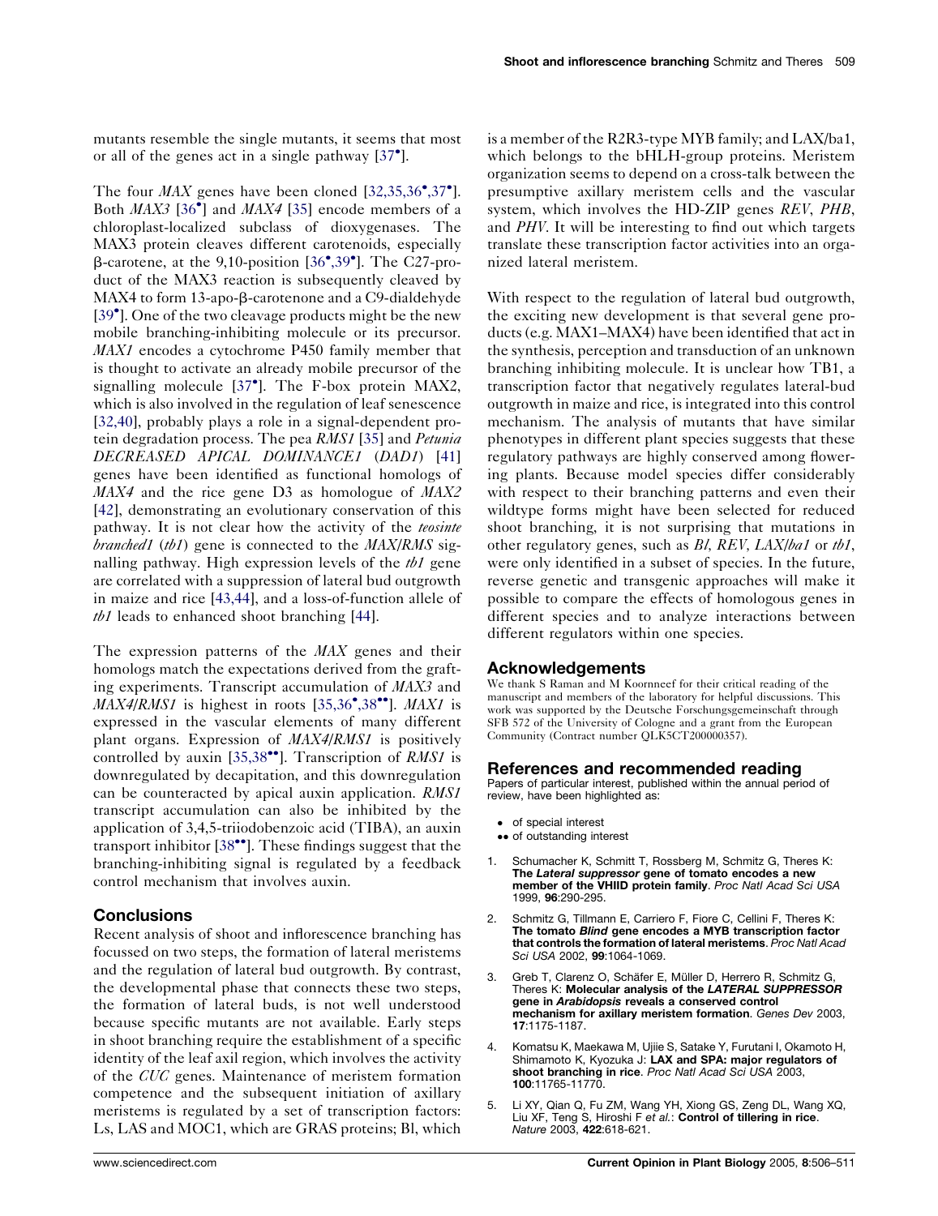mutants resemble the single mutants, it seems that most or all of the genes act in a single pathway [37•].

The four *MAX* genes have been cloned [32,35,36•,37•]. Both *MAX3* [36•] and *MAX4* [35] encode members of a chloroplast-localized subclass of dioxygenases. The MAX3 protein cleaves different carotenoids, especially β-carotene, at the 9,10-position [36•,39•]. The C27-product of the MAX3 reaction is subsequently cleaved by MAX4 to form 13-apo-β-carotenone and a C9-dialdehyde [39•]. One of the two cleavage products might be the new mobile branching-inhibiting molecule or its precursor. *MAX1* encodes a cytochrome P450 family member that is thought to activate an already mobile precursor of the signalling molecule [37•]. The F-box protein MAX2, which is also involved in the regulation of leaf senescence [32,40], probably plays a role in a signal-dependent protein degradation process. The pea *RMS1* [35] and *Petunia DECREASED APICAL DOMINANCE1* (*DAD1*) [41] genes have been identified as functional homologs of *MAX4* and the rice gene D3 as homologue of *MAX2* [42], demonstrating an evolutionary conservation of this pathway. It is not clear how the activity of the *teosinte branched1* (*tb1*) gene is connected to the *MAX*/*RMS* signalling pathway. High expression levels of the *tb1* gene are correlated with a suppression of lateral bud outgrowth in maize and rice [43,44], and a loss-of-function allele of *tb1* leads to enhanced shoot branching [44].

The expression patterns of the *MAX* genes and their homologs match the expectations derived from the grafting experiments. Transcript accumulation of *MAX3* and *MAX4*/*RMS1* is highest in roots [35,36•,38••]. *MAX1* is expressed in the vascular elements of many different plant organs. Expression of *MAX4*/*RMS1* is positively controlled by auxin [35,38••]. Transcription of *RMS1* is downregulated by decapitation, and this downregulation can be counteracted by apical auxin application. *RMS1* transcript accumulation can also be inhibited by the application of 3,4,5-triiodobenzoic acid (TIBA), an auxin transport inhibitor [38••]. These findings suggest that the branching-inhibiting signal is regulated by a feedback control mechanism that involves auxin.

## Conclusions

Recent analysis of shoot and inflorescence branching has focussed on two steps, the formation of lateral meristems and the regulation of lateral bud outgrowth. By contrast, the developmental phase that connects these two steps, the formation of lateral buds, is not well understood because specific mutants are not available. Early steps in shoot branching require the establishment of a specific identity of the leaf axil region, which involves the activity of the *CUC* genes. Maintenance of meristem formation competence and the subsequent initiation of axillary meristems is regulated by a set of transcription factors: Ls, LAS and MOC1, which are GRAS proteins; Bl, which is a member of the R2R3-type MYB family; and LAX/ba1, which belongs to the bHLH-group proteins. Meristem organization seems to depend on a cross-talk between the presumptive axillary meristem cells and the vascular system, which involves the HD-ZIP genes *REV*, *PHB*, and *PHV*. It will be interesting to find out which targets translate these transcription factor activities into an organized lateral meristem.

With respect to the regulation of lateral bud outgrowth, the exciting new development is that several gene products (e.g. MAX1–MAX4) have been identified that act in the synthesis, perception and transduction of an unknown branching inhibiting molecule. It is unclear how TB1, a transcription factor that negatively regulates lateral-bud outgrowth in maize and rice, is integrated into this control mechanism. The analysis of mutants that have similar phenotypes in different plant species suggests that these regulatory pathways are highly conserved among flowering plants. Because model species differ considerably with respect to their branching patterns and even their wildtype forms might have been selected for reduced shoot branching, it is not surprising that mutations in other regulatory genes, such as *Bl*, *REV*, *LAX*/*ba1* or *tb1*, were only identified in a subset of species. In the future, reverse genetic and transgenic approaches will make it possible to compare the effects of homologous genes in different species and to analyze interactions between different regulators within one species.

## Acknowledgements

We thank S Raman and M Koornneef for their critical reading of the manuscript and members of the laboratory for helpful discussions. This work was supported by the Deutsche Forschungsgemeinschaft through SFB 572 of the University of Cologne and a grant from the European Community (Contract number QLK5CT200000357).

## References and recommended reading

Papers of particular interest, published within the annual period of review, have been highlighted as:

- • of special interest
- •• of outstanding interest

1. Schumacher K, Schmitt T, Rossberg M, Schmitz G, Theres K: **The *Lateral suppressor* gene of tomato encodes a new member of the VHIID protein family**. *Proc Natl Acad Sci USA* 1999, **96**:290-295.

2. Schmitz G, Tillmann E, Carriero F, Fiore C, Cellini F, Theres K: **The tomato *Blind* gene encodes a MYB transcription factor that controls the formation of lateral meristems**. *Proc Natl Acad Sci USA* 2002, **99**:1064-1069.

3. Greb T, Clarenz O, Schäfer E, Müller D, Herrero R, Schmitz G, Theres K: **Molecular analysis of the *LATERAL SUPPRESSOR* gene in *Arabidopsis* reveals a conserved control mechanism for axillary meristem formation**. *Genes Dev* 2003, **17**:1175-1187.

4. Komatsu K, Maekawa M, Ujiie S, Satake Y, Furutani I, Okamoto H, Shimamoto K, Kyozuka J: **LAX and SPA: major regulators of shoot branching in rice**. *Proc Natl Acad Sci USA* 2003, **100**:11765-11770.

5. Li XY, Qian Q, Fu ZM, Wang YH, Xiong GS, Zeng DL, Wang XQ, Liu XF, Teng S, Hiroshi F *et al.*: **Control of tillering in rice**. *Nature* 2003, **422**:618-621.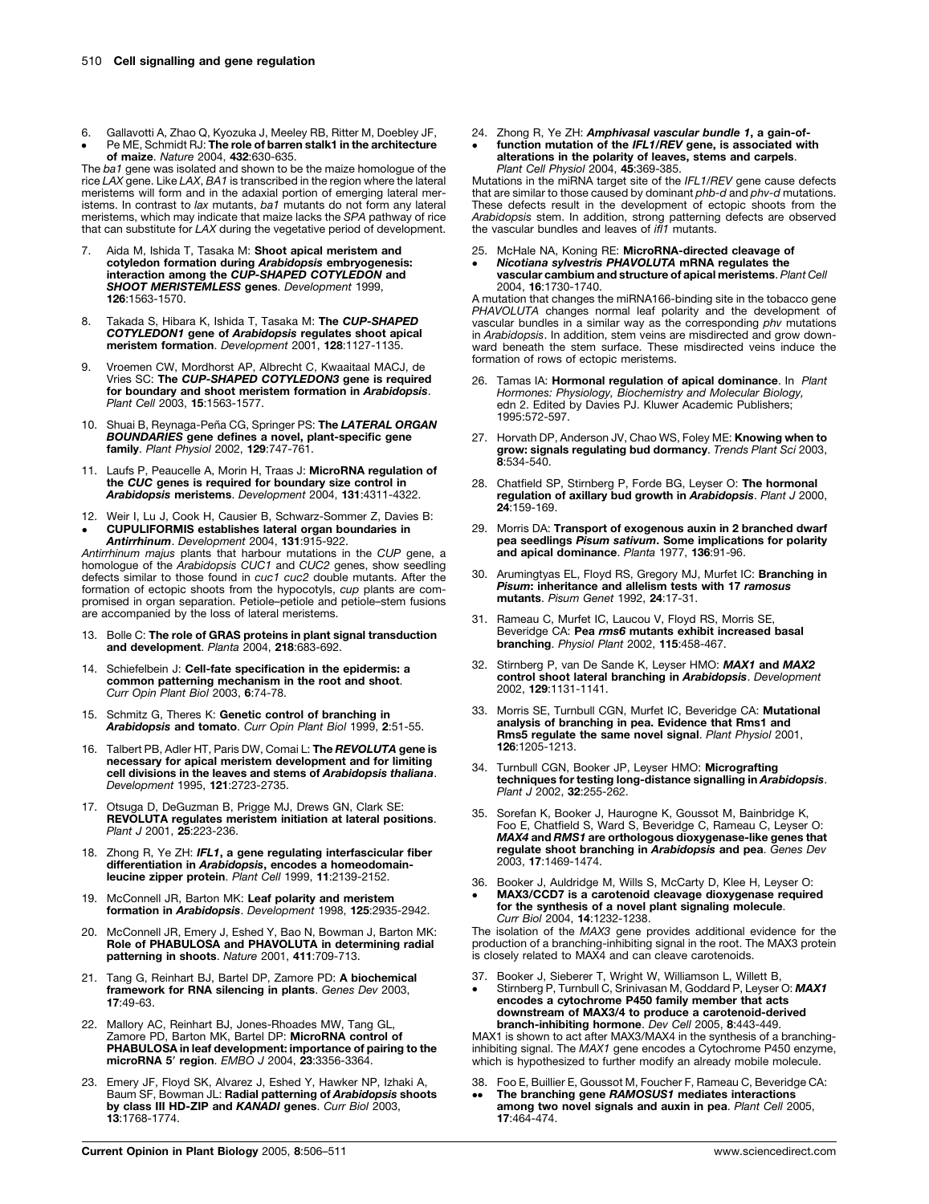6. Gallavotti A, Zhao Q, Kyozuka J, Meeley RB, Ritter M, Doebley JF,
• Pe ME, Schmidt RJ: **The role of barren stalk1 in the architecture of maize**. *Nature* 2004, **432**:630-635.

The *ba1* gene was isolated and shown to be the maize homologue of the rice *LAX* gene. Like *LAX*, *BA1* is transcribed in the region where the lateral meristems will form and in the adaxial portion of emerging lateral meristems. In contrast to *lax* mutants, *ba1* mutants do not form any lateral meristems, which may indicate that maize lacks the *SPA* pathway of rice that can substitute for *LAX* during the vegetative period of development.

7. Aida M, Ishida T, Tasaka M: **Shoot apical meristem and cotyledon formation during *Arabidopsis* embryogenesis: interaction among the *CUP-SHAPED COTYLEDON* and *SHOOT MERISTEMLESS* genes**. *Development* 1999, **126**:1563-1570.

8. Takada S, Hibara K, Ishida T, Tasaka M: **The *CUP-SHAPED COTYLEDON1* gene of *Arabidopsis* regulates shoot apical meristem formation**. *Development* 2001, **128**:1127-1135.

9. Vroemen CW, Mordhorst AP, Albrecht C, Kwaaitaal MACJ, de Vries SC: **The *CUP-SHAPED COTYLEDON3* gene is required for boundary and shoot meristem formation in *Arabidopsis***. *Plant Cell* 2003, **15**:1563-1577.

10. Shuai B, Reynaga-Peña CG, Springer PS: **The *LATERAL ORGAN BOUNDARIES* gene defines a novel, plant-specific gene family**. *Plant Physiol* 2002, **129**:747-761.

11. Laufs P, Peaucelle A, Morin H, Traas J: **MicroRNA regulation of the *CUC* genes is required for boundary size control in *Arabidopsis* meristems**. *Development* 2004, **131**:4311-4322.

12. Weir I, Lu J, Cook H, Causier B, Schwarz-Sommer Z, Davies B:
• **CUPULIFORMIS establishes lateral organ boundaries in *Antirrhinum***. *Development* 2004, **131**:915-922.

*Antirrhinum majus* plants that harbour mutations in the *CUP* gene, a homologue of the *Arabidopsis CUC1* and *CUC2* genes, show seedling defects similar to those found in *cuc1 cuc2* double mutants. After the formation of ectopic shoots from the hypocotyls, *cup* plants are compromised in organ separation. Petiole–petiole and petiole–stem fusions are accompanied by the loss of lateral meristems.

13. Bolle C: **The role of GRAS proteins in plant signal transduction and development**. *Planta* 2004, **218**:683-692.

14. Schiefelbein J: **Cell-fate specification in the epidermis: a common patterning mechanism in the root and shoot**. *Curr Opin Plant Biol* 2003, **6**:74-78.

15. Schmitz G, Theres K: **Genetic control of branching in *Arabidopsis* and tomato**. *Curr Opin Plant Biol* 1999, **2**:51-55.

16. Talbert PB, Adler HT, Paris DW, Comai L: **The *REVOLUTA* gene is necessary for apical meristem development and for limiting cell divisions in the leaves and stems of *Arabidopsis thaliana***. *Development* 1995, **121**:2723-2735.

17. Otsuga D, DeGuzman B, Prigge MJ, Drews GN, Clark SE: **REVOLUTA regulates meristem initiation at lateral positions**. *Plant J* 2001, **25**:223-236.

18. Zhong R, Ye ZH: ***IFL1*, a gene regulating interfascicular fiber differentiation in *Arabidopsis*, encodes a homeodomain-leucine zipper protein**. *Plant Cell* 1999, **11**:2139-2152.

19. McConnell JR, Barton MK: **Leaf polarity and meristem formation in *Arabidopsis***. *Development* 1998, **125**:2935-2942.

20. McConnell JR, Emery J, Eshed Y, Bao N, Bowman J, Barton MK: **Role of PHABULOSA and PHAVOLUTA in determining radial patterning in shoots**. *Nature* 2001, **411**:709-713.

21. Tang G, Reinhart BJ, Bartel DP, Zamore PD: **A biochemical framework for RNA silencing in plants**. *Genes Dev* 2003, **17**:49-63.

22. Mallory AC, Reinhart BJ, Jones-Rhoades MW, Tang GL, Zamore PD, Barton MK, Bartel DP: **MicroRNA control of PHABULOSA in leaf development: importance of pairing to the microRNA 5′ region**. *EMBO J* 2004, **23**:3356-3364.

23. Emery JF, Floyd SK, Alvarez J, Eshed Y, Hawker NP, Izhaki A, Baum SF, Bowman JL: **Radial patterning of *Arabidopsis* shoots by class III HD-ZIP and *KANADI* genes**. *Curr Biol* 2003, **13**:1768-1774.

24. Zhong R, Ye ZH: ***Amphivasal vascular bundle 1*, a gain-of-**
• **function mutation of the *IFL1/REV* gene, is associated with alterations in the polarity of leaves, stems and carpels**. *Plant Cell Physiol* 2004, **45**:369-385.

Mutations in the miRNA target site of the *IFL1/REV* gene cause defects that are similar to those caused by dominant *phb-d* and *phv-d* mutations. These defects result in the development of ectopic shoots from the *Arabidopsis* stem. In addition, strong patterning defects are observed the vascular bundles and leaves of *ifl1* mutants.

25. McHale NA, Koning RE: **MicroRNA-directed cleavage of**
• ***Nicotiana sylvestris PHAVOLUTA* mRNA regulates the vascular cambium and structure of apical meristems**. *Plant Cell* 2004, **16**:1730-1740.

A mutation that changes the miRNA166-binding site in the tobacco gene *PHAVOLUTA* changes normal leaf polarity and the development of vascular bundles in a similar way as the corresponding *phv* mutations in *Arabidopsis*. In addition, stem veins are misdirected and grow downward beneath the stem surface. These misdirected veins induce the formation of rows of ectopic meristems.

26. Tamas IA: **Hormonal regulation of apical dominance**. In *Plant Hormones: Physiology, Biochemistry and Molecular Biology,* edn 2. Edited by Davies PJ. Kluwer Academic Publishers; 1995:572-597.

27. Horvath DP, Anderson JV, Chao WS, Foley ME: **Knowing when to grow: signals regulating bud dormancy**. *Trends Plant Sci* 2003, **8**:534-540.

28. Chatfield SP, Stirnberg P, Forde BG, Leyser O: **The hormonal regulation of axillary bud growth in *Arabidopsis***. *Plant J* 2000, **24**:159-169.

29. Morris DA: **Transport of exogenous auxin in 2 branched dwarf pea seedlings *Pisum sativum*. Some implications for polarity and apical dominance**. *Planta* 1977, **136**:91-96.

30. Arumingtyas EL, Floyd RS, Gregory MJ, Murfet IC: **Branching in *Pisum*: inheritance and allelism tests with 17 *ramosus* mutants**. *Pisum Genet* 1992, **24**:17-31.

31. Rameau C, Murfet IC, Laucou V, Floyd RS, Morris SE, Beveridge CA: **Pea *rms6* mutants exhibit increased basal branching**. *Physiol Plant* 2002, **115**:458-467.

32. Stirnberg P, van De Sande K, Leyser HMO: ***MAX1* and *MAX2* control shoot lateral branching in *Arabidopsis***. *Development* 2002, **129**:1131-1141.

33. Morris SE, Turnbull CGN, Murfet IC, Beveridge CA: **Mutational analysis of branching in pea. Evidence that Rms1 and Rms5 regulate the same novel signal**. *Plant Physiol* 2001, **126**:1205-1213.

34. Turnbull CGN, Booker JP, Leyser HMO: **Micrografting techniques for testing long-distance signalling in *Arabidopsis***. *Plant J* 2002, **32**:255-262.

35. Sorefan K, Booker J, Haurogne K, Goussot M, Bainbridge K, Foo E, Chatfield S, Ward S, Beveridge C, Rameau C, Leyser O: ***MAX4* and *RMS1* are orthologous dioxygenase-like genes that regulate shoot branching in *Arabidopsis* and pea**. *Genes Dev* 2003, **17**:1469-1474.

36. Booker J, Auldridge M, Wills S, McCarty D, Klee H, Leyser O:
• **MAX3/CCD7 is a carotenoid cleavage dioxygenase required for the synthesis of a novel plant signaling molecule**. *Curr Biol* 2004, **14**:1232-1238.

The isolation of the *MAX3* gene provides additional evidence for the production of a branching-inhibiting signal in the root. The MAX3 protein is closely related to MAX4 and can cleave carotenoids.

37. Booker J, Sieberer T, Wright W, Williamson L, Willett B,
• Stirnberg P, Turnbull C, Srinivasan M, Goddard P, Leyser O: ***MAX1* encodes a cytochrome P450 family member that acts downstream of MAX3/4 to produce a carotenoid-derived branch-inhibiting hormone**. *Dev Cell* 2005, **8**:443-449.

MAX1 is shown to act after MAX3/MAX4 in the synthesis of a branching-inhibiting signal. The *MAX1* gene encodes a Cytochrome P450 enzyme, which is hypothesized to further modify an already mobile molecule.

38. Foo E, Buillier E, Goussot M, Foucher F, Rameau C, Beveridge CA:
•• **The branching gene *RAMOSUS1* mediates interactions among two novel signals and auxin in pea**. *Plant Cell* 2005, **17**:464-474.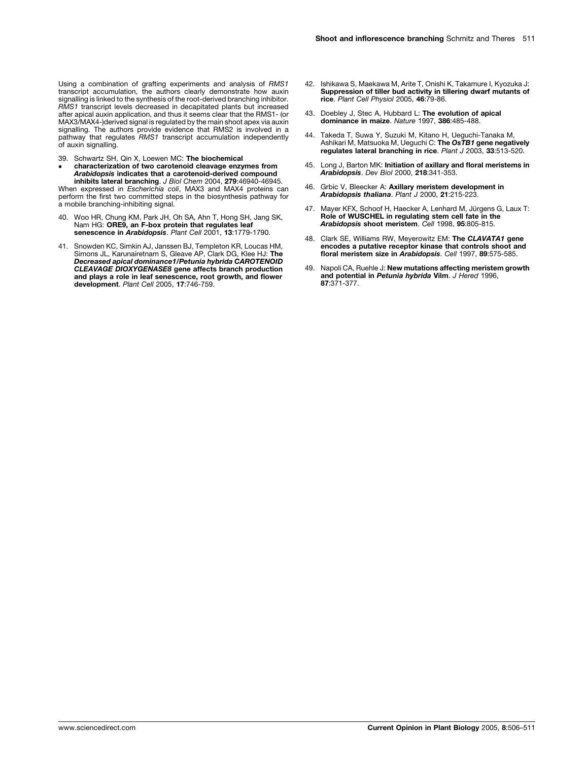Using a combination of grafting experiments and analysis of *RMS1* transcript accumulation, the authors clearly demonstrate how auxin signalling is linked to the synthesis of the root-derived branching inhibitor. *RMS1* transcript levels decreased in decapitated plants but increased after apical auxin application, and thus it seems clear that the RMS1- (or MAX3/MAX4-)derived signal is regulated by the main shoot apex via auxin signalling. The authors provide evidence that RMS2 is involved in a pathway that regulates *RMS1* transcript accumulation independently of auxin signalling.

39. • Schwartz SH, Qin X, Loewen MC: **The biochemical characterization of two carotenoid cleavage enzymes from *Arabidopsis* indicates that a carotenoid-derived compound inhibits lateral branching**. *J Biol Chem* 2004, **279**:46940-46945.
When expressed in *Escherichia coli*, MAX3 and MAX4 proteins can perform the first two committed steps in the biosynthesis pathway for a mobile branching-inhibiting signal.

40. Woo HR, Chung KM, Park JH, Oh SA, Ahn T, Hong SH, Jang SK, Nam HG: **ORE9, an F-box protein that regulates leaf senescence in *Arabidopsis***. *Plant Cell* 2001, **13**:1779-1790.

41. Snowden KC, Simkin AJ, Janssen BJ, Templeton KR, Loucas HM, Simons JL, Karunairetnam S, Gleave AP, Clark DG, Klee HJ: **The *Decreased apical dominance1/Petunia hybrida CAROTENOID CLEAVAGE DIOXYGENASE8* gene affects branch production and plays a role in leaf senescence, root growth, and flower development**. *Plant Cell* 2005, **17**:746-759.

42. Ishikawa S, Maekawa M, Arite T, Onishi K, Takamure I, Kyozuka J: **Suppression of tiller bud activity in tillering dwarf mutants of rice**. *Plant Cell Physiol* 2005, **46**:79-86.

43. Doebley J, Stec A, Hubbard L: **The evolution of apical dominance in maize**. *Nature* 1997, **386**:485-488.

44. Takeda T, Suwa Y, Suzuki M, Kitano H, Ueguchi-Tanaka M, Ashikari M, Matsuoka M, Ueguchi C: **The *OsTB1* gene negatively regulates lateral branching in rice**. *Plant J* 2003, **33**:513-520.

45. Long J, Barton MK: **Initiation of axillary and floral meristems in *Arabidopsis***. *Dev Biol* 2000, **218**:341-353.

46. Grbic V, Bleecker A: **Axillary meristem development in *Arabidopsis thaliana***. *Plant J* 2000, **21**:215-223.

47. Mayer KFX, Schoof H, Haecker A, Lenhard M, Jürgens G, Laux T: **Role of WUSCHEL in regulating stem cell fate in the *Arabidopsis* shoot meristem**. *Cell* 1998, **95**:805-815.

48. Clark SE, Williams RW, Meyerowitz EM: **The *CLAVATA1* gene encodes a putative receptor kinase that controls shoot and floral meristem size in *Arabidopsis***. *Cell* 1997, **89**:575-585.

49. Napoli CA, Ruehle J: **New mutations affecting meristem growth and potential in *Petunia hybrida* Vilm**. *J Hered* 1996, **87**:371-377.